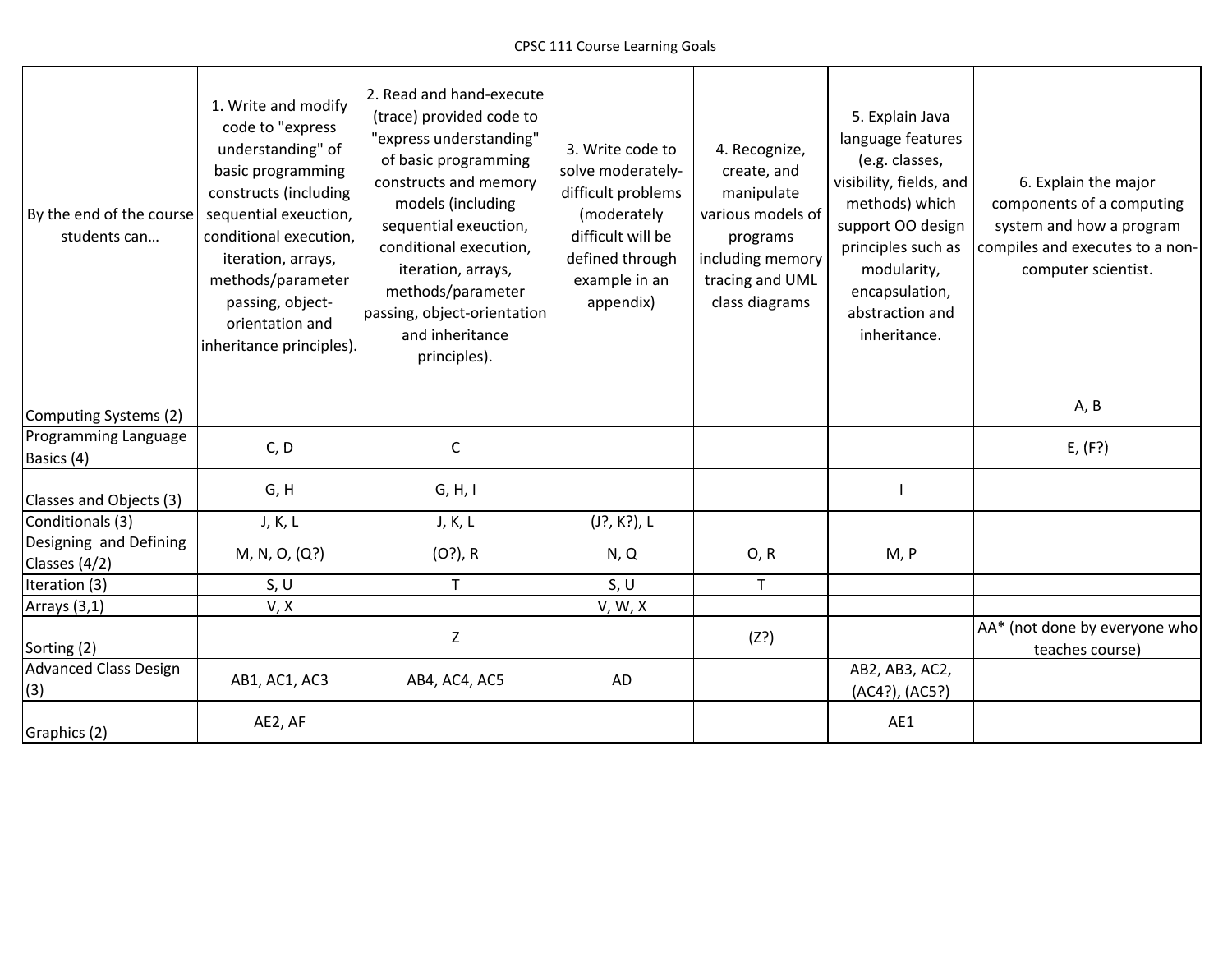CPSC 111 Course Learning Goals

| By the end of the course students can… | 1. Write and modify code to "express understanding" of basic programming constructs (including sequential exeuction, conditional execution, iteration, arrays, methods/parameter passing, object-orientation and inheritance principles). | 2. Read and hand-execute (trace) provided code to "express understanding" of basic programming constructs and memory models (including sequential exeuction, conditional execution, iteration, arrays, methods/parameter passing, object-orientation and inheritance principles). | 3. Write code to solve moderately-difficult problems (moderately difficult will be defined through example in an appendix) | 4. Recognize, create, and manipulate various models of programs including memory tracing and UML class diagrams | 5. Explain Java language features (e.g. classes, visibility, fields, and methods) which support OO design principles such as modularity, encapsulation, abstraction and inheritance. | 6. Explain the major components of a computing system and how a program compiles and executes to a non-computer scientist. |
|---|---|---|---|---|---|---|
| Computing Systems (2) | | | | | | A, B |
| Programming Language Basics (4) | C, D | C | | | | E, (F?) |
| Classes and Objects (3) | G, H | G, H, I | | | I | |
| Conditionals (3) | J, K, L | J, K, L | (J?, K?), L | | | |
| Designing and Defining Classes (4/2) | M, N, O, (Q?) | (O?), R | N, Q | O, R | M, P | |
| Iteration (3) | S, U | T | S, U | T | | |
| Arrays (3,1) | V, X | | V, W, X | | | |
| Sorting (2) | | Z | | (Z?) | | AA* (not done by everyone who teaches course) |
| Advanced Class Design (3) | AB1, AC1, AC3 | AB4, AC4, AC5 | AD | | AB2, AB3, AC2, (AC4?), (AC5?) | |
| Graphics (2) | AE2, AF | | | | AE1 | |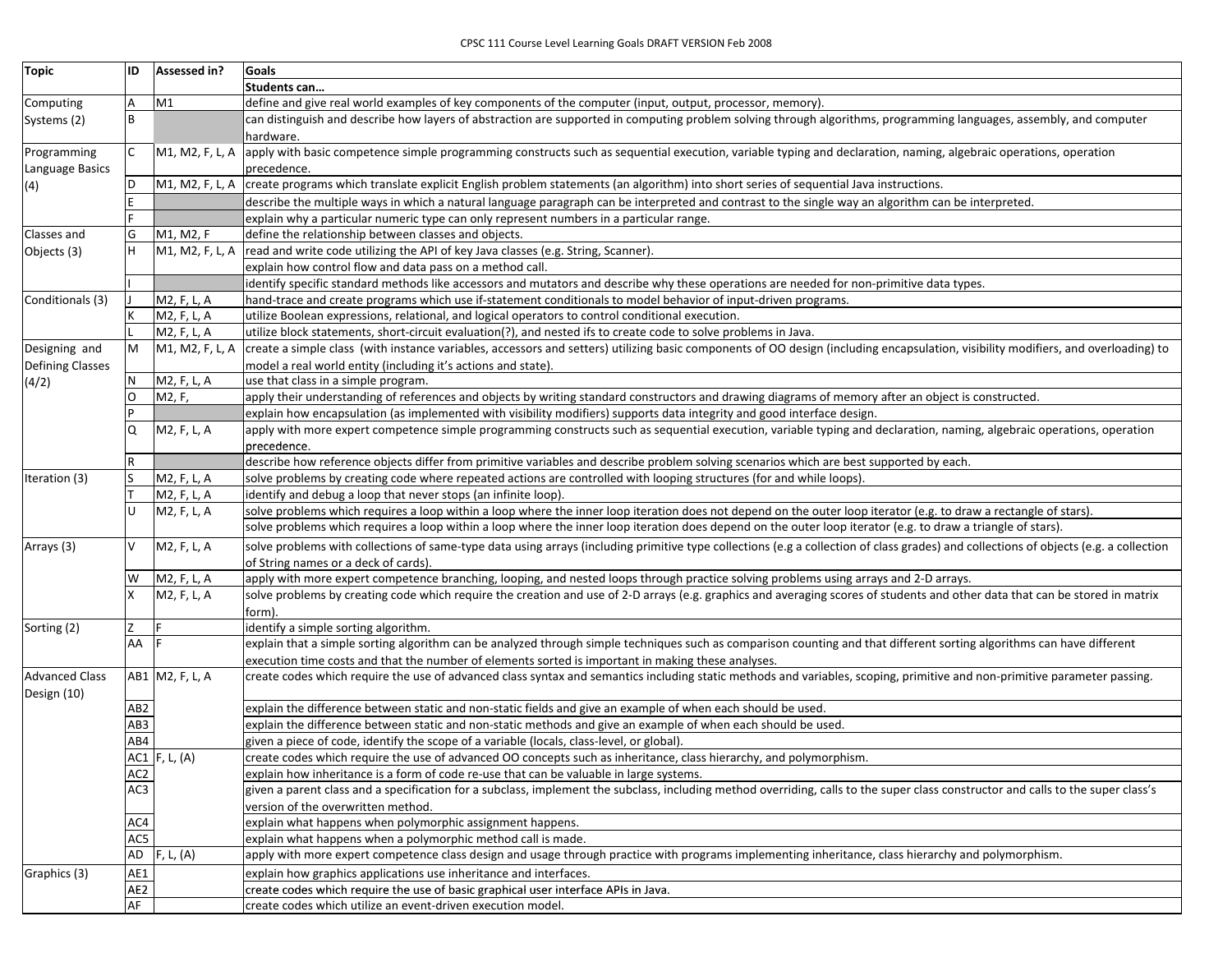CPSC 111 Course Level Learning Goals DRAFT VERSION Feb 2008

| Topic | ID | Assessed in? | Goals |
|---|---|---|---|
| | | | **Students can…** |
| Computing Systems (2) | A | M1 | define and give real world examples of key components of the computer (input, output, processor, memory). |
| | B | | can distinguish and describe how layers of abstraction are supported in computing problem solving through algorithms, programming languages, assembly, and computer hardware. |
| Programming Language Basics (4) | C | M1, M2, F, L, A | apply with basic competence simple programming constructs such as sequential execution, variable typing and declaration, naming, algebraic operations, operation precedence. |
| | D | M1, M2, F, L, A | create programs which translate explicit English problem statements (an algorithm) into short series of sequential Java instructions. |
| | E | | describe the multiple ways in which a natural language paragraph can be interpreted and contrast to the single way an algorithm can be interpreted. |
| | F | | explain why a particular numeric type can only represent numbers in a particular range. |
| Classes and Objects (3) | G | M1, M2, F | define the relationship between classes and objects. |
| | H | M1, M2, F, L, A | read and write code utilizing the API of key Java classes (e.g. String, Scanner). |
| | | | explain how control flow and data pass on a method call. |
| | I | | identify specific standard methods like accessors and mutators and describe why these operations are needed for non-primitive data types. |
| Conditionals (3) | J | M2, F, L, A | hand-trace and create programs which use if-statement conditionals to model behavior of input-driven programs. |
| | K | M2, F, L, A | utilize Boolean expressions, relational, and logical operators to control conditional execution. |
| | L | M2, F, L, A | utilize block statements, short-circuit evaluation(?), and nested ifs to create code to solve problems in Java. |
| Designing and Defining Classes (4/2) | M | M1, M2, F, L, A | create a simple class (with instance variables, accessors and setters) utilizing basic components of OO design (including encapsulation, visibility modifiers, and overloading) to model a real world entity (including it's actions and state). |
| | N | M2, F, L, A | use that class in a simple program. |
| | O | M2, F, | apply their understanding of references and objects by writing standard constructors and drawing diagrams of memory after an object is constructed. |
| | P | | explain how encapsulation (as implemented with visibility modifiers) supports data integrity and good interface design. |
| | Q | M2, F, L, A | apply with more expert competence simple programming constructs such as sequential execution, variable typing and declaration, naming, algebraic operations, operation precedence. |
| | R | | describe how reference objects differ from primitive variables and describe problem solving scenarios which are best supported by each. |
| Iteration (3) | S | M2, F, L, A | solve problems by creating code where repeated actions are controlled with looping structures (for and while loops). |
| | T | M2, F, L, A | identify and debug a loop that never stops (an infinite loop). |
| | U | M2, F, L, A | solve problems which requires a loop within a loop where the inner loop iteration does not depend on the outer loop iterator (e.g. to draw a rectangle of stars). |
| | | | solve problems which requires a loop within a loop where the inner loop iteration does depend on the outer loop iterator (e.g. to draw a triangle of stars). |
| Arrays (3) | V | M2, F, L, A | solve problems with collections of same-type data using arrays (including primitive type collections (e.g a collection of class grades) and collections of objects (e.g. a collection of String names or a deck of cards). |
| | W | M2, F, L, A | apply with more expert competence branching, looping, and nested loops through practice solving problems using arrays and 2-D arrays. |
| | X | M2, F, L, A | solve problems by creating code which require the creation and use of 2-D arrays (e.g. graphics and averaging scores of students and other data that can be stored in matrix form). |
| Sorting (2) | Z | F | identify a simple sorting algorithm. |
| | AA | F | explain that a simple sorting algorithm can be analyzed through simple techniques such as comparison counting and that different sorting algorithms can have different execution time costs and that the number of elements sorted is important in making these analyses. |
| Advanced Class Design (10) | AB1 | M2, F, L, A | create codes which require the use of advanced class syntax and semantics including static methods and variables, scoping, primitive and non-primitive parameter passing. |
| | AB2 | | explain the difference between static and non-static fields and give an example of when each should be used. |
| | AB3 | | explain the difference between static and non-static methods and give an example of when each should be used. |
| | AB4 | | given a piece of code, identify the scope of a variable (locals, class-level, or global). |
| | AC1 | F, L, (A) | create codes which require the use of advanced OO concepts such as inheritance, class hierarchy, and polymorphism. |
| | AC2 | | explain how inheritance is a form of code re-use that can be valuable in large systems. |
| | AC3 | | given a parent class and a specification for a subclass, implement the subclass, including method overriding, calls to the super class constructor and calls to the super class's version of the overwritten method. |
| | AC4 | | explain what happens when polymorphic assignment happens. |
| | AC5 | | explain what happens when a polymorphic method call is made. |
| | AD | F, L, (A) | apply with more expert competence class design and usage through practice with programs implementing inheritance, class hierarchy and polymorphism. |
| Graphics (3) | AE1 | | explain how graphics applications use inheritance and interfaces. |
| | AE2 | | create codes which require the use of basic graphical user interface APIs in Java. |
| | AF | | create codes which utilize an event-driven execution model. |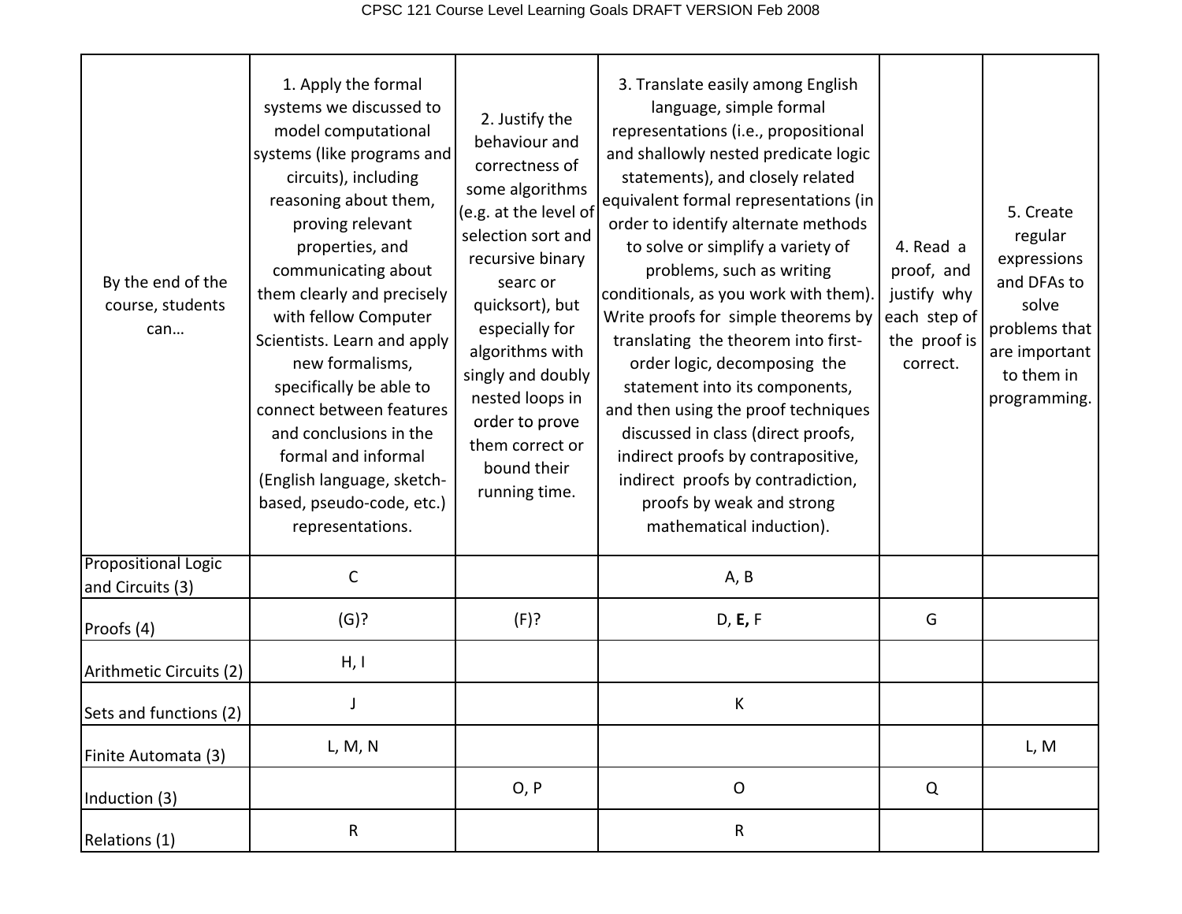| By the end of the course, students can… | 1. Apply the formal systems we discussed to model computational systems (like programs and circuits), including reasoning about them, proving relevant properties, and communicating about them clearly and precisely with fellow Computer Scientists. Learn and apply new formalisms, specifically be able to connect between features and conclusions in the formal and informal (English language, sketch-based, pseudo-code, etc.) representations. | 2. Justify the behaviour and correctness of some algorithms (e.g. at the level of selection sort and recursive binary searc or quicksort), but especially for algorithms with singly and doubly nested loops in order to prove them correct or bound their running time. | 3. Translate easily among English language, simple formal representations (i.e., propositional and shallowly nested predicate logic statements), and closely related equivalent formal representations (in order to identify alternate methods to solve or simplify a variety of problems, such as writing conditionals, as you work with them). Write proofs for simple theorems by translating the theorem into first-order logic, decomposing the statement into its components, and then using the proof techniques discussed in class (direct proofs, indirect proofs by contrapositive, indirect proofs by contradiction, proofs by weak and strong mathematical induction). | 4. Read a proof, and justify why each step of the proof is correct. | 5. Create regular expressions and DFAs to solve problems that are important to them in programming. |
|---|---|---|---|---|---|
| Propositional Logic and Circuits (3) | C | | A, B | | |
| Proofs (4) | (G)? | (F)? | D, **E,** F | G | |
| Arithmetic Circuits (2) | H, I | | | | |
| Sets and functions (2) | J | | K | | |
| Finite Automata (3) | L, M, N | | | | L, M |
| Induction (3) | | O, P | O | Q | |
| Relations (1) | R | | R | | |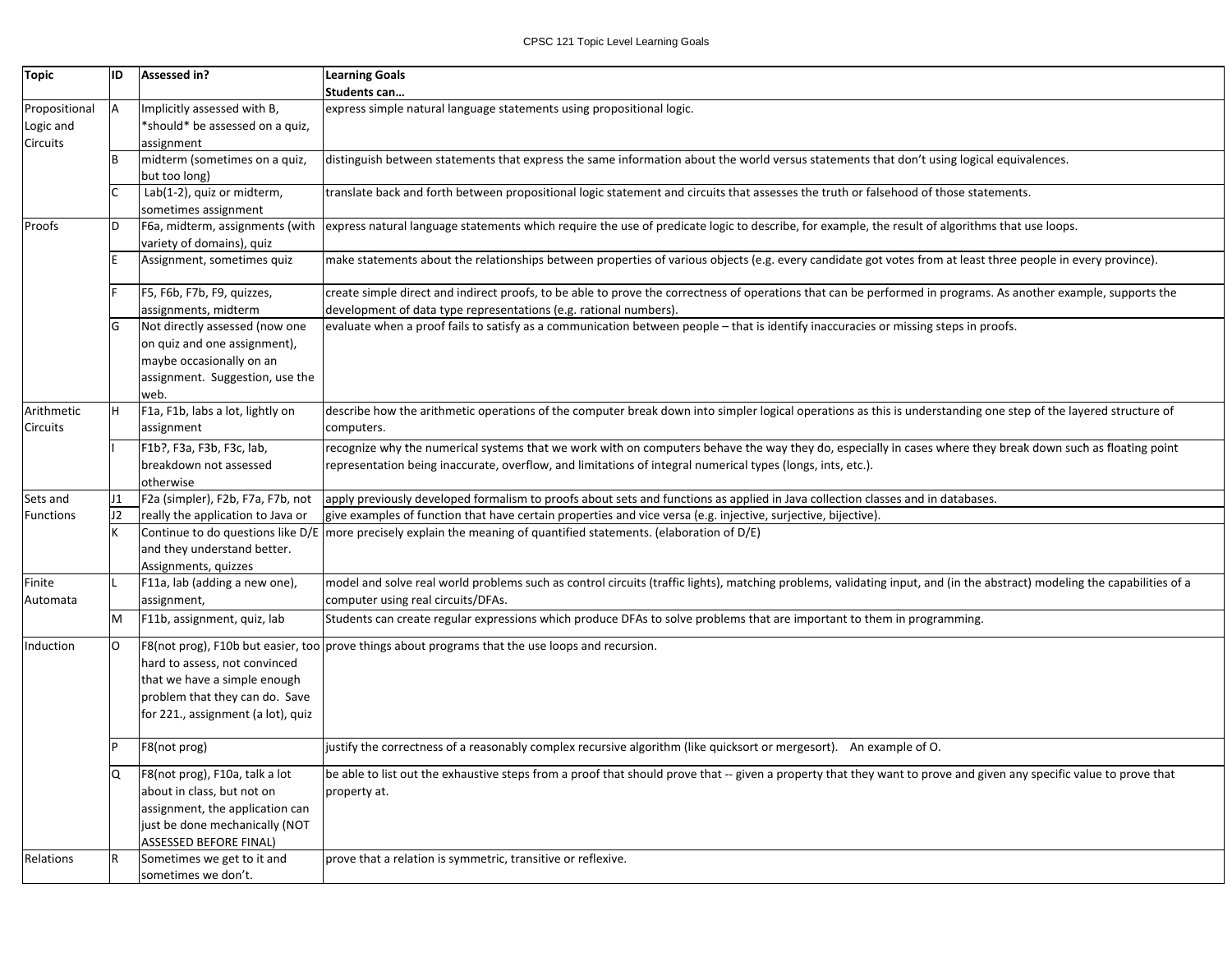CPSC 121 Topic Level Learning Goals

| Topic | ID | Assessed in? | Learning Goals<br>Students can… |
| --- | --- | --- | --- |
| Propositional Logic and Circuits | A | Implicitly assessed with B, *should* be assessed on a quiz, assignment | express simple natural language statements using propositional logic. |
| | B | midterm (sometimes on a quiz, but too long) | distinguish between statements that express the same information about the world versus statements that don't using logical equivalences. |
| | C | Lab(1-2), quiz or midterm, sometimes assignment | translate back and forth between propositional logic statement and circuits that assesses the truth or falsehood of those statements. |
| Proofs | D | F6a, midterm, assignments (with variety of domains), quiz | express natural language statements which require the use of predicate logic to describe, for example, the result of algorithms that use loops. |
| | E | Assignment, sometimes quiz | make statements about the relationships between properties of various objects (e.g. every candidate got votes from at least three people in every province). |
| | F | F5, F6b, F7b, F9, quizzes, assignments, midterm | create simple direct and indirect proofs, to be able to prove the correctness of operations that can be performed in programs. As another example, supports the development of data type representations (e.g. rational numbers). |
| | G | Not directly assessed (now one on quiz and one assignment), maybe occasionally on an assignment. Suggestion, use the web. | evaluate when a proof fails to satisfy as a communication between people – that is identify inaccuracies or missing steps in proofs. |
| Arithmetic Circuits | H | F1a, F1b, labs a lot, lightly on assignment | describe how the arithmetic operations of the computer break down into simpler logical operations as this is understanding one step of the layered structure of computers. |
| | I | F1b?, F3a, F3b, F3c, lab, breakdown not assessed otherwise | recognize why the numerical systems that we work with on computers behave the way they do, especially in cases where they break down such as floating point representation being inaccurate, overflow, and limitations of integral numerical types (longs, ints, etc.). |
| Sets and Functions | J1 | F2a (simpler), F2b, F7a, F7b, not really the application to Java or | apply previously developed formalism to proofs about sets and functions as applied in Java collection classes and in databases. |
| | J2 | | give examples of function that have certain properties and vice versa (e.g. injective, surjective, bijective). |
| | K | Continue to do questions like D/E and they understand better. Assignments, quizzes | more precisely explain the meaning of quantified statements. (elaboration of D/E) |
| Finite Automata | L | F11a, lab (adding a new one), assignment, | model and solve real world problems such as control circuits (traffic lights), matching problems, validating input, and (in the abstract) modeling the capabilities of a computer using real circuits/DFAs. |
| | M | F11b, assignment, quiz, lab | Students can create regular expressions which produce DFAs to solve problems that are important to them in programming. |
| Induction | O | F8(not prog), F10b but easier, too hard to assess, not convinced that we have a simple enough problem that they can do. Save for 221., assignment (a lot), quiz | prove things about programs that the use loops and recursion. |
| | P | F8(not prog) | justify the correctness of a reasonably complex recursive algorithm (like quicksort or mergesort). An example of O. |
| | Q | F8(not prog), F10a, talk a lot about in class, but not on assignment, the application can just be done mechanically (NOT ASSESSED BEFORE FINAL) | be able to list out the exhaustive steps from a proof that should prove that -- given a property that they want to prove and given any specific value to prove that property at. |
| Relations | R | Sometimes we get to it and sometimes we don't. | prove that a relation is symmetric, transitive or reflexive. |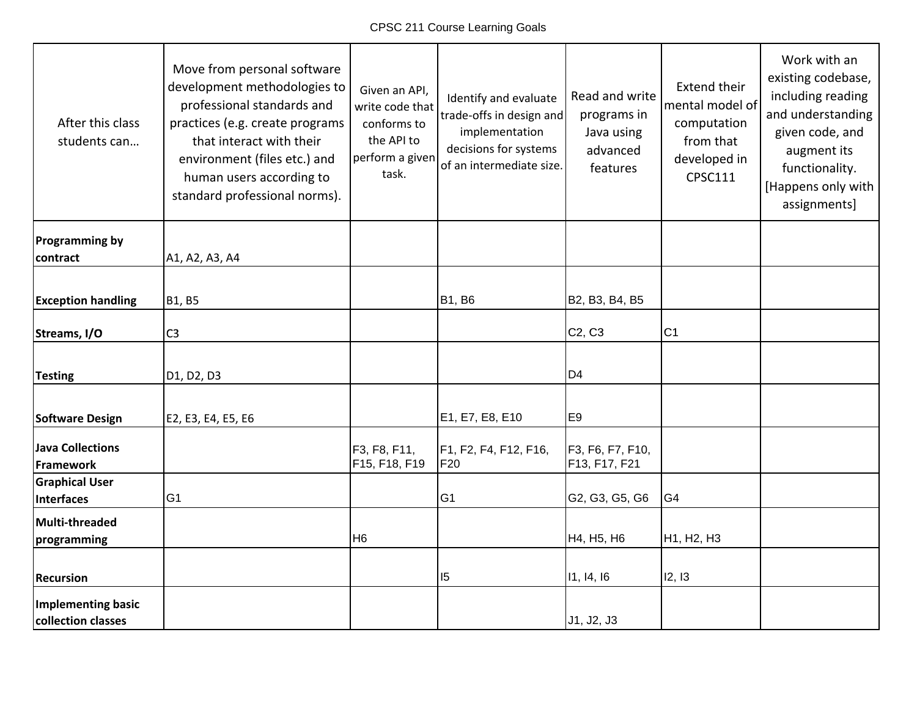# CPSC 211 Course Learning Goals

| After this class students can… | Move from personal software development methodologies to professional standards and practices (e.g. create programs that interact with their environment (files etc.) and human users according to standard professional norms). | Given an API, write code that conforms to the API to perform a given task. | Identify and evaluate trade-offs in design and implementation decisions for systems of an intermediate size. | Read and write programs in Java using advanced features | Extend their mental model of computation from that developed in CPSC111 | Work with an existing codebase, including reading and understanding given code, and augment its functionality. [Happens only with assignments] |
|---|---|---|---|---|---|---|
| **Programming by contract** | A1, A2, A3, A4 | | | | | |
| **Exception handling** | B1, B5 | | B1, B6 | B2, B3, B4, B5 | | |
| **Streams, I/O** | C3 | | | C2, C3 | C1 | |
| **Testing** | D1, D2, D3 | | | D4 | | |
| **Software Design** | E2, E3, E4, E5, E6 | | E1, E7, E8, E10 | E9 | | |
| **Java Collections Framework** | | F3, F8, F11, F15, F18, F19 | F1, F2, F4, F12, F16, F20 | F3, F6, F7, F10, F13, F17, F21 | | |
| **Graphical User Interfaces** | G1 | | G1 | G2, G3, G5, G6 | G4 | |
| **Multi-threaded programming** | | H6 | | H4, H5, H6 | H1, H2, H3 | |
| **Recursion** | | | I5 | I1, I4, I6 | I2, I3 | |
| **Implementing basic collection classes** | | | | J1, J2, J3 | | |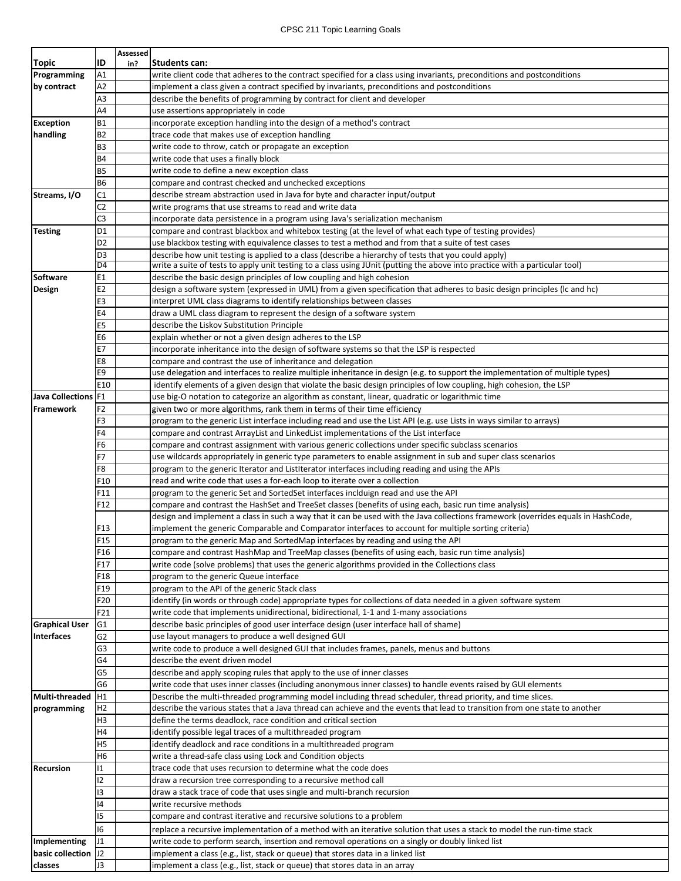CPSC 211 Topic Learning Goals

| Topic | ID | Assessed in? | Students can: |
|---|---|---|---|
| Programming by contract | A1 | | write client code that adheres to the contract specified for a class using invariants, preconditions and postconditions |
| | A2 | | implement a class given a contract specified by invariants, preconditions and postconditions |
| | A3 | | describe the benefits of programming by contract for client and developer |
| | A4 | | use assertions appropriately in code |
| Exception handling | B1 | | incorporate exception handling into the design of a method's contract |
| | B2 | | trace code that makes use of exception handling |
| | B3 | | write code to throw, catch or propagate an exception |
| | B4 | | write code that uses a finally block |
| | B5 | | write code to define a new exception class |
| | B6 | | compare and contrast checked and unchecked exceptions |
| Streams, I/O | C1 | | describe stream abstraction used in Java for byte and character input/output |
| | C2 | | write programs that use streams to read and write data |
| | C3 | | incorporate data persistence in a program using Java's serialization mechanism |
| Testing | D1 | | compare and contrast blackbox and whitebox testing (at the level of what each type of testing provides) |
| | D2 | | use blackbox testing with equivalence classes to test a method and from that a suite of test cases |
| | D3 | | describe how unit testing is applied to a class (describe a hierarchy of tests that you could apply) |
| | D4 | | write a suite of tests to apply unit testing to a class using JUnit (putting the above into practice with a particular tool) |
| Software Design | E1 | | describe the basic design principles of low coupling and high cohesion |
| | E2 | | design a software system (expressed in UML) from a given specification that adheres to basic design principles (lc and hc) |
| | E3 | | interpret UML class diagrams to identify relationships between classes |
| | E4 | | draw a UML class diagram to represent the design of a software system |
| | E5 | | describe the Liskov Substitution Principle |
| | E6 | | explain whether or not a given design adheres to the LSP |
| | E7 | | incorporate inheritance into the design of software systems so that the LSP is respected |
| | E8 | | compare and contrast the use of inheritance and delegation |
| | E9 | | use delegation and interfaces to realize multiple inheritance in design (e.g. to support the implementation of multiple types) |
| | E10 | | identify elements of a given design that violate the basic design principles of low coupling, high cohesion, the LSP |
| Java Collections Framework | F1 | | use big-O notation to categorize an algorithm as constant, linear, quadratic or logarithmic time |
| | F2 | | given two or more algorithms, rank them in terms of their time efficiency |
| | F3 | | program to the generic List interface including read and use the List API (e.g. use Lists in ways similar to arrays) |
| | F4 | | compare and contrast ArrayList and LinkedList implementations of the List interface |
| | F6 | | compare and contrast assignment with various generic collections under specific subclass scenarios |
| | F7 | | use wildcards appropriately in generic type parameters to enable assignment in sub and super class scenarios |
| | F8 | | program to the generic Iterator and ListIterator interfaces including reading and using the APIs |
| | F10 | | read and write code that uses a for-each loop to iterate over a collection |
| | F11 | | program to the generic Set and SortedSet interfaces inclduign read and use the API |
| | F12 | | compare and contrast the HashSet and TreeSet classes (benefits of using each, basic run time analysis) |
| | F13 | | design and implement a class in such a way that it can be used with the Java collections framework (overrides equals in HashCode, implement the generic Comparable and Comparator interfaces to account for multiple sorting criteria) |
| | F15 | | program to the generic Map and SortedMap interfaces by reading and using the API |
| | F16 | | compare and contrast HashMap and TreeMap classes (benefits of using each, basic run time analysis) |
| | F17 | | write code (solve problems) that uses the generic algorithms provided in the Collections class |
| | F18 | | program to the generic Queue interface |
| | F19 | | program to the API of the generic Stack class |
| | F20 | | identify (in words or through code) appropriate types for collections of data needed in a given software system |
| | F21 | | write code that implements unidirectional, bidirectional, 1-1 and 1-many associations |
| Graphical User Interfaces | G1 | | describe basic principles of good user interface design (user interface hall of shame) |
| | G2 | | use layout managers to produce a well designed GUI |
| | G3 | | write code to produce a well designed GUI that includes frames, panels, menus and buttons |
| | G4 | | describe the event driven model |
| | G5 | | describe and apply scoping rules that apply to the use of inner classes |
| | G6 | | write code that uses inner classes (including anonymous inner classes) to handle events raised by GUI elements |
| Multi-threaded programming | H1 | | Describe the multi-threaded programming model including thread scheduler, thread priority, and time slices. |
| | H2 | | describe the various states that a Java thread can achieve and the events that lead to transition from one state to another |
| | H3 | | define the terms deadlock, race condition and critical section |
| | H4 | | identify possible legal traces of a multithreaded program |
| | H5 | | identify deadlock and race conditions in a multithreaded program |
| | H6 | | write a thread-safe class using Lock and Condition objects |
| Recursion | I1 | | trace code that uses recursion to determine what the code does |
| | I2 | | draw a recursion tree corresponding to a recursive method call |
| | I3 | | draw a stack trace of code that uses single and multi-branch recursion |
| | I4 | | write recursive methods |
| | I5 | | compare and contrast iterative and recursive solutions to a problem |
| | I6 | | replace a recursive implementation of a method with an iterative solution that uses a stack to model the run-time stack |
| Implementing basic collection classes | J1 | | write code to perform search, insertion and removal operations on a singly or doubly linked list |
| | J2 | | implement a class (e.g., list, stack or queue) that stores data in a linked list |
| | J3 | | implement a class (e.g., list, stack or queue) that stores data in an array |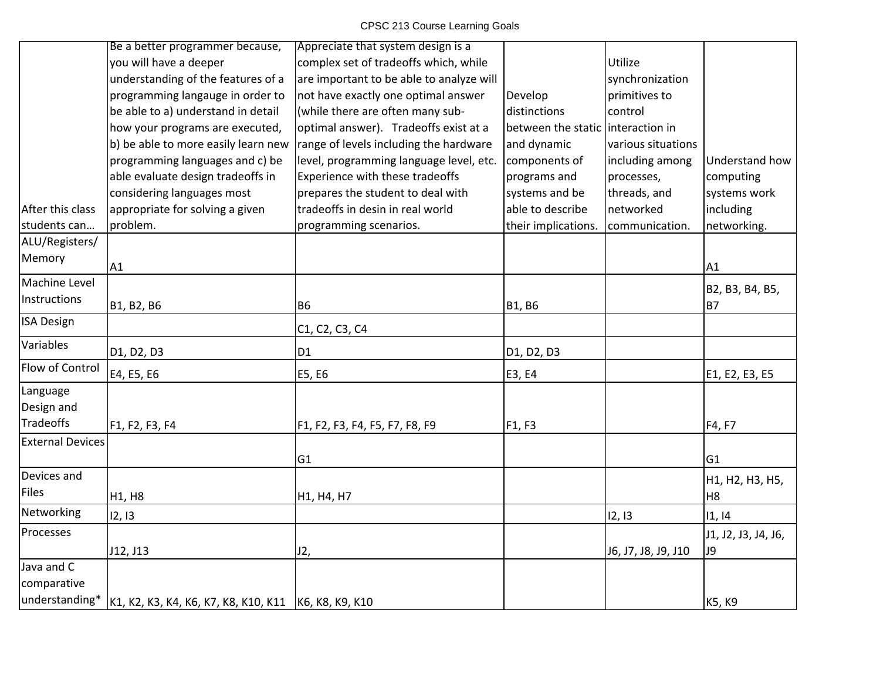CPSC 213 Course Learning Goals

| After this class students can… | Be a better programmer because, you will have a deeper understanding of the features of a programming langauge in order to be able to a) understand in detail how your programs are executed, b) be able to more easily learn new programming languages and c) be able evaluate design tradeoffs in considering languages most appropriate for solving a given problem. | Appreciate that system design is a complex set of tradeoffs which, while are important to be able to analyze will not have exactly one optimal answer (while there are often many sub-optimal answer). Tradeoffs exist at a range of levels including the hardware level, programming language level, etc. Experience with these tradeoffs prepares the student to deal with tradeoffs in desin in real world programming scenarios. | Develop distinctions between the static and dynamic components of programs and systems and be able to describe their implications. | Utilize synchronization primitives to control interaction in various situations including among processes, threads, and networked communication. | Understand how computing systems work including networking. |
|---|---|---|---|---|---|
| ALU/Registers/ Memory | A1 | | | | A1 |
| Machine Level Instructions | B1, B2, B6 | B6 | B1, B6 | | B2, B3, B4, B5, B7 |
| ISA Design | | C1, C2, C3, C4 | | | |
| Variables | D1, D2, D3 | D1 | D1, D2, D3 | | |
| Flow of Control | E4, E5, E6 | E5, E6 | E3, E4 | | E1, E2, E3, E5 |
| Language Design and Tradeoffs | F1, F2, F3, F4 | F1, F2, F3, F4, F5, F7, F8, F9 | F1, F3 | | F4, F7 |
| External Devices | | G1 | | | G1 |
| Devices and Files | H1, H8 | H1, H4, H7 | | | H1, H2, H3, H5, H8 |
| Networking | I2, I3 | | | I2, I3 | I1, I4 |
| Processes | J12, J13 | J2, | | J6, J7, J8, J9, J10 | J1, J2, J3, J4, J6, J9 |
| Java and C comparative understanding* | K1, K2, K3, K4, K6, K7, K8, K10, K11 | K6, K8, K9, K10 | | | K5, K9 |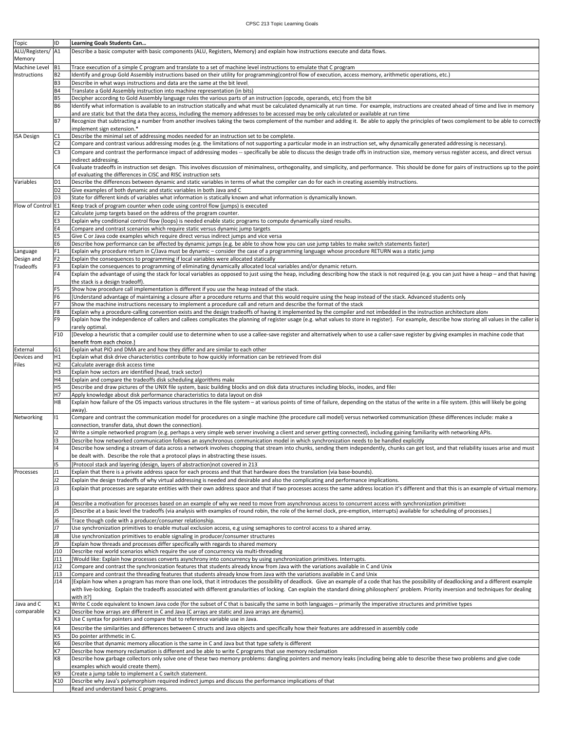# CPSC 213 Topic Learning Goals

| Topic | ID | Learning Goals Students Can… |
| --- | --- | --- |
| ALU/Registers/ Memory | A1 | Describe a basic computer with basic components (ALU, Registers, Memory) and explain how instructions execute and data flows. |
| Machine Level Instructions | B1 | Trace execution of a simple C program and translate to a set of machine level instructions to emulate that C program |
| | B2 | Identify and group Gold Assembly instructions based on their utility for programming(control flow of execution, access memory, arithmetic operations, etc.) |
| | B3 | Describe in what ways instructions and data are the same at the bit level. |
| | B4 | Translate a Gold Assembly instruction into machine representation (in bits) |
| | B5 | Decipher according to Gold Assembly language rules the various parts of an instruction (opcode, operands, etc) from the bit |
| | B6 | Identify what information is available to an instruction statically and what must be calculated dynamically at run time. For example, instructions are created ahead of time and live in memory and are static but that the data they access, including the memory addresses to be accessed may be only calculated or available at run time |
| | B7 | Recognize that subtracting a number from another involves taking the twos complement of the number and adding it. Be able to apply the principles of twos complement to be able to correctly implement sign extension.* |
| ISA Design | C1 | Describe the minimal set of addressing modes needed for an instruction set to be complete. |
| | C2 | Compare and contrast various addressing modes (e.g. the limitations of not supporting a particular mode in an instruction set, why dynamically generated addressing is necessary). |
| | C3 | Compare and contrast the performance impact of addressing modes -- specifically be able to discuss the design trade offs in instruction size, memory versus register access, and direct versus indirect addressing. |
| | C4 | Evaluate tradeoffs in instruction set design. This involves discussion of minimalness, orthogonality, and simplicity, and performance. This should be done for pairs of instructions up to the point of evaluating the differences in CISC and RISC instruction sets |
| Variables | D1 | Describe the differences between dynamic and static variables in terms of what the compiler can do for each in creating assembly instructions. |
| | D2 | Give examples of both dynamic and static variables in both Java and C |
| | D3 | State for different kinds of variables what information is statically known and what information is dynamically known. |
| Flow of Control | E1 | Keep track of program counter when code using control flow (jumps) is executed |
| | E2 | Calculate jump targets based on the address of the program counter. |
| | E3 | Explain why conditional control flow (loops) is needed enable static programs to compute dynamically sized results. |
| | E4 | Compare and contrast scenarios which require static versus dynamic jump targets |
| | E5 | Give C or Java code examples which require direct versus indirect jumps and vice versa |
| | E6 | Describe how performance can be affected by dynamic jumps (e.g. be able to show how you can use jump tables to make switch statements faster) |
| Language Design and Tradeoffs | F1 | Explain why procedure return in C/Java must be dynamic – consider the case of a programming language whose procedure RETURN was a static jump |
| | F2 | Explain the consequences to programming if local variables were allocated statically |
| | F3 | Explain the consequences to programming of eliminating dynamically allocated local variables and/or dynamic return. |
| | F4 | Explain the advantage of using the stack for local variables as opposed to just using the heap, including describing how the stack is not required (e.g. you can just have a heap – and that having the stack is a design tradeoff). |
| | F5 | Show how procedure call implementation is different if you use the heap instead of the stack. |
| | F6 | [Understand advantage of maintaining a closure after a procedure returns and that this would require using the heap instead of the stack. Advanced students only |
| | F7 | Show the machine instructions necessary to implement a procedure call and return and describe the format of the stack |
| | F8 | Explain why a procedure-calling convention exists and the design tradeoffs of having it implemented by the compiler and not imbedded in the instruction architecture alone |
| | F9 | Explain how the independence of callers and callees complicates the planning of register usage (e.g. what values to store in register). For example, describe how storing all values in the caller is rarely optimal. |
| | F10 | [Develop a heuristic that a compiler could use to determine when to use a callee-save register and alternatively when to use a caller-save register by giving examples in machine code that benefit from each choice.] |
| External Devices and Files | G1 | Explain what PIO and DMA are and how they differ and are similar to each other |
| | H1 | Explain what disk drive characteristics contribute to how quickly information can be retrieved from disk |
| | H2 | Calculate average disk access time |
| | H3 | Explain how sectors are identified (head, track sector) |
| | H4 | Explain and compare the tradeoffs disk scheduling algorithms make |
| | H5 | Describe and draw pictures of the UNIX file system, basic building blocks and on disk data structures including blocks, inodes, and files |
| | H7 | Apply knowledge about disk performance characteristics to data layout on disk |
| | H8 | Explain how failure of the OS impacts various structures in the file system – at various points of time of failure, depending on the status of the write in a file system. (this will likely be going away). |
| Networking | I1 | Compare and contrast the communication model for procedures on a single machine (the procedure call model) versus networked communication (these differences include: make a connection, transfer data, shut down the connection). |
| | I2 | Write a simple networked program (e.g. perhaps a very simple web server involving a client and server getting connected), including gaining familiarity with networking APIs. |
| | I3 | Describe how networked communication follows an asynchronous communication model in which synchronization needs to be handled explicitly |
| | I4 | Describe how sending a stream of data across a network involves chopping that stream into chunks, sending them independently, chunks can get lost, and that reliability issues arise and must be dealt with. Describe the role that a protocol plays in abstracting these issues. |
| | I5 | [Protocol stack and layering (design, layers of abstraction)not covered in 213] |
| Processes | J1 | Explain that there is a private address space for each process and that that hardware does the translation (via base-bounds). |
| | J2 | Explain the design tradeoffs of why virtual addressing is needed and desirable and also the complicating and performance implications. |
| | J3 | Explain that processes are separate entities with their own address space and that if two processes access the same address location it's different and that this is an example of virtual memory. |
| | J4 | Describe a motivation for processes based on an example of why we need to move from asynchronous access to concurrent access with synchronization primitives |
| | J5 | [Describe at a basic level the tradeoffs (via analysis with examples of round robin, the role of the kernel clock, pre-emption, interrupts) available for scheduling of processes.] |
| | J6 | Trace though code with a producer/consumer relationship. |
| | J7 | Use synchronization primitives to enable mutual exclusion access, e.g using semaphores to control access to a shared array. |
| | J8 | Use synchronization primitives to enable signaling in producer/consumer structures |
| | J9 | Explain how threads and processes differ specifically with regards to shared memory |
| | J10 | Describe real world scenarios which require the use of concurrency via multi-threading |
| | J11 | [Would like: Explain how processes converts asynchrony into concurrency by using synchronization primitives. Interrupts. |
| | J12 | Compare and contrast the synchronization features that students already know from Java with the variations available in C and Unix |
| | J13 | Compare and contrast the threading features that students already know from Java with the variations available in C and Unix |
| | J14 | [Explain how when a program has more than one lock, that it introduces the possibility of deadlock. Give an example of a code that has the possibility of deadlocking and a different example with live-locking. Explain the tradeoffs associated with different granularities of locking. Can explain the standard dining philosophers' problem. Priority inversion and techniques for dealing with it?] |
| Java and C comparable | K1 | Write C code equivalent to known Java code (for the subset of C that is basically the same in both languages – primarily the imperative structures and primitive types |
| | K2 | Describe how arrays are different in C and Java (C arrays are static and Java arrays are dynamic). |
| | K3 | Use C syntax for pointers and compare that to reference variable use in Java. |
| | K4 | Describe the similarities and differences between C structs and Java objects and specifically how their features are addressed in assembly code |
| | K5 | Do pointer arithmetic in C. |
| | K6 | Describe that dynamic memory allocation is the same in C and Java but that type safety is different |
| | K7 | Describe how memory reclamation is different and be able to write C programs that use memory reclamation |
| | K8 | Describe how garbage collectors only solve one of these two memory problems: dangling pointers and memory leaks (including being able to describe these two problems and give code examples which would create them). |
| | K9 | Create a jump table to implement a C switch statement. |
| | K10 | Describe why Java's polymorphism required indirect jumps and discuss the performance implications of that |
| | | Read and understand basic C programs. |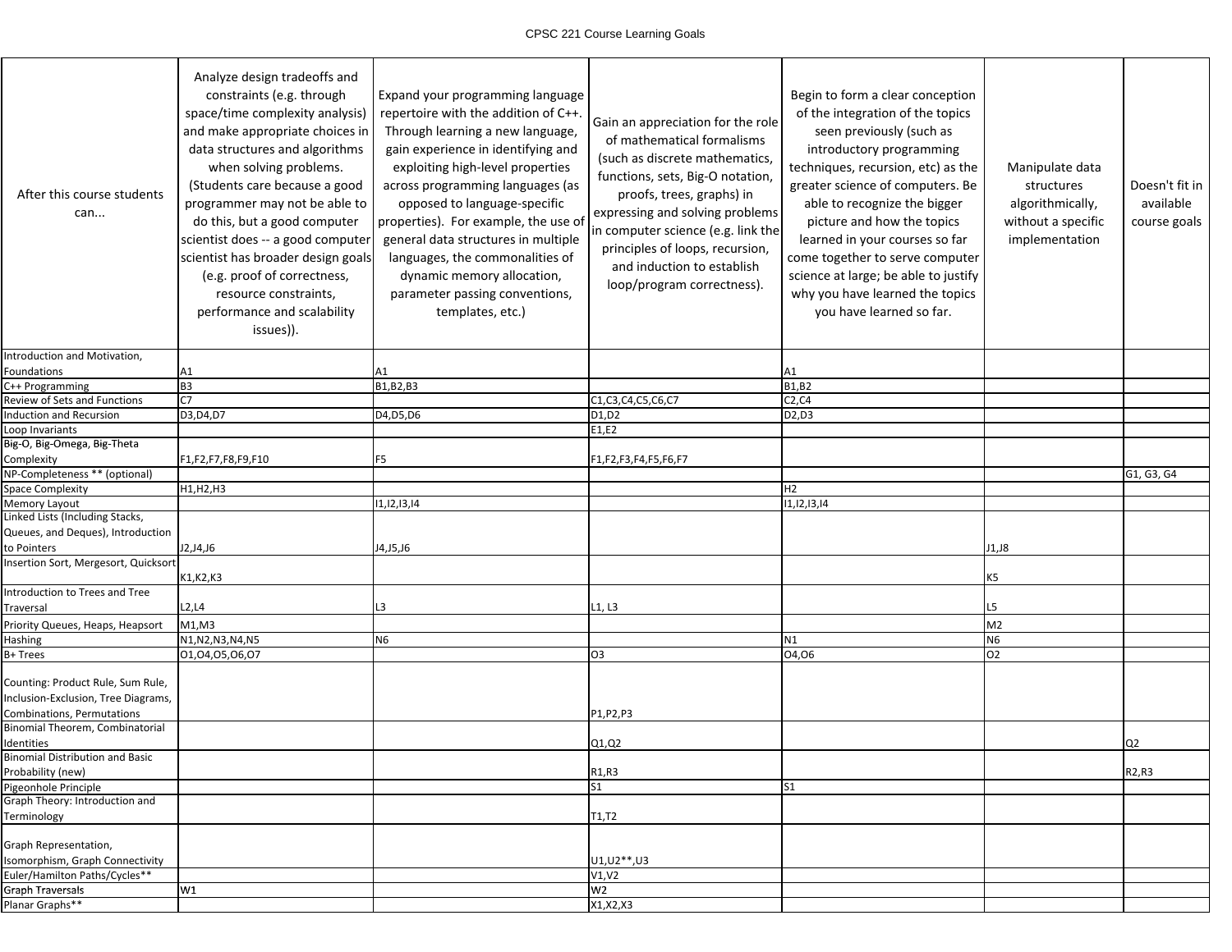CPSC 221 Course Learning Goals

| After this course students can... | Analyze design tradeoffs and constraints (e.g. through space/time complexity analysis) and make appropriate choices in data structures and algorithms when solving problems. (Students care because a good programmer may not be able to do this, but a good computer scientist does -- a good computer scientist has broader design goals (e.g. proof of correctness, resource constraints, performance and scalability issues)). | Expand your programming language repertoire with the addition of C++. Through learning a new language, gain experience in identifying and exploiting high-level properties across programming languages (as opposed to language-specific properties). For example, the use of general data structures in multiple languages, the commonalities of dynamic memory allocation, parameter passing conventions, templates, etc.) | Gain an appreciation for the role of mathematical formalisms (such as discrete mathematics, functions, sets, Big-O notation, proofs, trees, graphs) in expressing and solving problems in computer science (e.g. link the principles of loops, recursion, and induction to establish loop/program correctness). | Begin to form a clear conception of the integration of the topics seen previously (such as introductory programming techniques, recursion, etc) as the greater science of computers. Be able to recognize the bigger picture and how the topics learned in your courses so far come together to serve computer science at large; be able to justify why you have learned the topics you have learned so far. | Manipulate data structures algorithmically, without a specific implementation | Doesn't fit in available course goals |
|---|---|---|---|---|---|---|
| Introduction and Motivation, Foundations | A1 | A1 | | A1 | | |
| C++ Programming | B3 | B1,B2,B3 | | B1,B2 | | |
| Review of Sets and Functions | C7 | | C1,C3,C4,C5,C6,C7 | C2,C4 | | |
| Induction and Recursion | D3,D4,D7 | D4,D5,D6 | D1,D2 | D2,D3 | | |
| Loop Invariants | | | E1,E2 | | | |
| Big-O, Big-Omega, Big-Theta Complexity | F1,F2,F7,F8,F9,F10 | F5 | F1,F2,F3,F4,F5,F6,F7 | | | |
| NP-Completeness ** (optional) | | | | | | G1, G3, G4 |
| Space Complexity | H1,H2,H3 | | | H2 | | |
| Memory Layout | | I1,I2,I3,I4 | | I1,I2,I3,I4 | | |
| Linked Lists (Including Stacks, Queues, and Deques), Introduction to Pointers | J2,J4,J6 | J4,J5,J6 | | | J1,J8 | |
| Insertion Sort, Mergesort, Quicksort | K1,K2,K3 | | | | K5 | |
| Introduction to Trees and Tree Traversal | L2,L4 | L3 | L1, L3 | | L5 | |
| Priority Queues, Heaps, Heapsort | M1,M3 | | | | M2 | |
| Hashing | N1,N2,N3,N4,N5 | N6 | | N1 | N6 | |
| B+ Trees | O1,O4,O5,O6,O7 | | O3 | O4,O6 | O2 | |
| Counting: Product Rule, Sum Rule, Inclusion-Exclusion, Tree Diagrams, Combinations, Permutations | | | P1,P2,P3 | | | |
| Binomial Theorem, Combinatorial Identities | | | Q1,Q2 | | | Q2 |
| Binomial Distribution and Basic Probability (new) | | | R1,R3 | | | R2,R3 |
| Pigeonhole Principle | | | S1 | S1 | | |
| Graph Theory: Introduction and Terminology | | | T1,T2 | | | |
| Graph Representation, Isomorphism, Graph Connectivity | | | U1,U2**,U3 | | | |
| Euler/Hamilton Paths/Cycles** | | | V1,V2 | | | |
| Graph Traversals | W1 | | W2 | | | |
| Planar Graphs** | | | X1,X2,X3 | | | |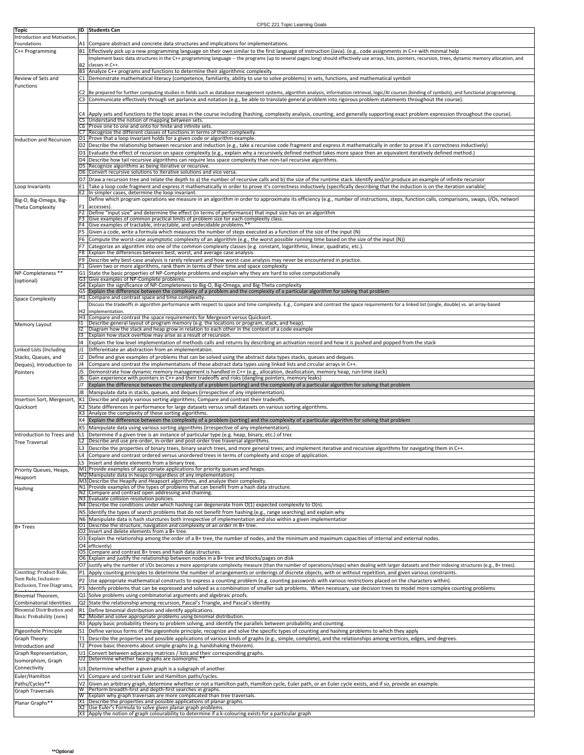CPSC 221 Topic Learning Goals

| Topic | ID | Students Can |
|---|---|---|
| Introduction and Motivation, Foundations | A1 | Compare abstract and concrete data structures and implications for implementations. |
| C++ Programming | B1 | Effectively pick up a new programming language on their own similar to the first language of instruction (Java). (e.g., code assignments in C++ with minmal help |
| | B2 | Implement basic data structures in the C++ programming language -- the programs (up to several pages long) should effectively use arrays, lists, pointers, recursion, trees, dynamic memory allocation, and classes in C++. |
| | B3 | Analyze C++ programs and functions to determine their algorithmic complexity |
| Review of Sets and Functions | C1 | Demonstrate mathematical literacy (competence, familiarity, ability to use to solve problems) in sets, functions, and mathematical symbols |
| | C2 | Be prepared for further computing studies in fields such as database management systems, algorithm analysis, information retrieval, logic/AI courses (binding of symbols), and functional programming. |
| | C3 | Communicate effectively through set parlance and notation (e.g., be able to translate general problem into rigorous problem statements throughout the course). |
| | C4 | Apply sets and functions to the topic areas in the course including (hashing, complexity analysis, counting, and generally supporting exact problem expression throughout the course). |
| | C5 | Understand the notion of mapping between sets. |
| | C6 | Prove one to one and onto for finite and infinite sets. |
| | C7 | Recognize the different classes of functions in terms of their complexity. |
| Induction and Recursion | D1 | Prove that a loop invariant holds for a given code or algorithm example. |
| | D2 | Describe the relationship between recursion and induction (e.g., take a recursive code fragment and express it mathematically in order to prove it's correctness inductively) |
| | D3 | Evaluate the effect of recursion on space complexity (e.g., explain why a recursively defined method takes more space then an equivalent iteratively defined method.) |
| | D4 | Describe how tail recursive algorithms can require less space complexity than non-tail recursive algorithms. |
| | D5 | Recognize algorithms as being iterative or recursive. |
| | D6 | Convert recursive solutions to iterative solutions and vice versa. |
| | D7 | Draw a recursion tree and relate the depth to a) the number of recursive calls and b) the size of the runtime stack. Identify and/or produce an example of infinite recursion |
| Loop Invariants | E1 | Take a loop code fragment and express it mathematically in order to prove it's correctness inductively (specifically describing that the induction is on the iteration variable) |
| | E2 | In simpler cases, determine the loop invariant. |
| Big-O, Big-Omega, Big-Theta Complexity | F1 | Define which program operations we measure in an algorithm in order to approximate its efficiency (e.g., number of instructions, steps, function calls, comparisons, swaps, I/Os, network accesses). |
| | F2 | Define "input size" and determine the effect (in terms of performance) that input size has on an algorithm |
| | F3 | Give examples of common practical limits of problem size for each complexity class. |
| | F4 | Give examples of tractable, intractable, and undecidable problems.** |
| | F5 | Given a code, write a formula which measures the number of steps executed as a function of the size of the input (N) |
| | F6 | Compute the worst-case asymptotic complexity of an algorithm (e.g., the worst possible running time based on the size of the input (N)) |
| | F7 | Categorize an algorithm into one of the common complexity classes (e.g. constant, logarithmic, linear, quadratic, etc.). |
| | F8 | Explain the differences between best, worst, and average case analysis. |
| | F9 | Describe why best-case analysis is rarely relevant and how worst-case analysis may never be encountered in practice. |
| | F1 | Given two or more algorithms, rank them in terms of their time and space complexity |
| NP-Completeness ** (optional) | G1 | State the basic properties of NP-Complete problems and explain why they are hard to solve computationally |
| | G3 | Give examples of NP-Complete problems. |
| | G4 | Explain the significance of NP-Completeness to Big-O, Big-Omega, and Big-Theta complexity |
| | G5 | Explain the difference between the complexity of a problem and the complexity of a particular algorithm for solving that problem |
| Space Complexity | H1 | Compare and contrast space and time complexity. |
| | H2 | Discuss the tradeoffs in algorithm performance with respect to space and time complexity. E.g., Compare and contrast the space requirements for a linked list (single, double) vs. an array-based implementation. |
| | H3 | Compare and contrast the space requirements for Mergesort versus Quicksort. |
| Memory Layout | I1 | Describe general layout of program memory (e.g. the locations or program, stack, and heap). |
| | I2 | Diagram how the stack and heap grow in relation to each other in the context of a code example |
| | I3 | Explain how stack overflow may arise as a result of recursion. |
| | I4 | Explain the low level implementation of methods calls and returns by describing an activation record and how it is pushed and popped from the stack |
| Linked Lists (Including Stacks, Queues, and Deques), Introduction to Pointers | J1 | Differentiate an abstraction from an implementation. |
| | J2 | Define and give examples of problems that can be solved using the abstract data types stacks, queues and deques. |
| | J4 | Compare and contrast the implementations of these abstract data types using linked lists and circular arrays in C++. |
| | J5 | Demonstrate how dynamic memory management is handled in C++ (e.g., allocation, deallocation, memory heap, run-time stack) |
| | J6 | Gain experience with pointers in C++ and their tradeoffs and risks (dangling pointers, memory leaks) |
| | J7 | Explain the difference between the complexity of a problem (sorting) and the complexity of a particular algorithm for solving that problem |
| | J8 | Manipulate data in stacks, queues, and deques (irrespective of any implementation). |
| Insertion Sort, Mergesort, Quicksort | K1 | Describe and apply various sorting algorithms; Compare and contrast their tradeoffs. |
| | K2 | State differences in performance for large datasets versus small datasets on various sorting algorithms. |
| | K3 | Analyze the complexity of these sorting algorithms. |
| | K4 | Explain the difference between the complexity of a problem (sorting) and the complexity of a particular algorithm for solving that problem |
| | K5 | Manipulate data using various sorting algorithms (irrespective of any implementation). |
| Introduction to Trees and Tree Traversal | L1 | Determine if a given tree is an instance of particular type (e.g. heap, binary, etc.) of tree |
| | L2 | Describe and use pre-order, in-order and post-order tree traversal algorithms. |
| | L3 | Describe the properties of binary trees, binary search trees, and more general trees; and implement iterative and recursive algorithms for navigating them in C++. |
| | L4 | Compare and contrast ordered versus unordered trees in terms of complexity and scope of application. |
| | L5 | Insert and delete elements from a binary tree. |
| Priority Queues, Heaps, Heapsort | M1 | Provide examples of appropriate applications for priority queues and heaps. |
| | M2 | Manipulate data in heaps (irregardless of any implementation). |
| | M3 | Describe the Heapify and Heapsort algorithms, and analyze their complexity. |
| Hashing | N1 | Provide examples of the types of problems that can benefit from a hash data structure. |
| | N2 | Compare and contrast open addressing and chaining. |
| | N3 | Evaluate collision resolution policies. |
| | N4 | Describe the conditions under which hashing can degenerate from O(1) expected complexity to O(n). |
| | N5 | Identify the types of search problems that do not benefit from hashing (e.g., range searching) and explain why |
| | N6 | Manipulate data is hash sturctures both irrespective of implementation and also within a given implementation |
| B+ Trees | O1 | Describe the structure, navigation and complexity of an order m B+ tree. |
| | O2 | Insert and delete elements from a B+ tree. |
| | O3 | Explain the relationship among the order of a B+ tree, the number of nodes, and the minimum and maximum capacities of internal and external nodes. |
| | O4 | efficiently) |
| | O5 | Compare and contrast B+ trees and hash data structures. |
| | O6 | Explain and justify the relationship between nodes in a B+ tree and blocks/pages on disk |
| | O7 | Justify why the number of I/Os becomes a more appropriate complexity measure (than the number of operations/steps) when dealing with larger datasets and their indexing structures (e.g., B+ trees). |
| Counting: Product Rule, Sum Rule, Inclusion-Exclusion, Tree Diagrams, Combinations | P1 | Apply counting principles to determine the number of arrangements or orderings of discrete objects, with or without repetition, and given various constraints. |
| | P2 | Use appropriate mathematical constructs to express a counting problem (e.g. counting passwords with various restrictions placed on the characters within). |
| | P3 | Identify problems that can be expressed and solved as a combination of smaller sub problems. When necessary, use decision trees to model more complex counting problems |
| Binomial Theorem, Combinatorial Identities | Q1 | Solve problems using combinatorial arguments and algebraic proofs. |
| | Q2 | State the relationship among recursion, Pascal's Triangle, and Pascal's Identity |
| Binomial Distribution and Basic Probability (new) | R1 | Define binomial distribution and identify applications. |
| | R2 | Model and solve appropriate problems using binomial distribution. |
| | R3 | Apply basic probability theory to problem solving, and identify the parallels between probability and counting. |
| Pigeonhole Principle | S1 | Define various forms of the pigeonhole principle; recognize and solve the specific types of counting and hashing problems to which they apply |
| Graph Theory: Introduction and | T1 | Describe the properties and possible applications of various kinds of graphs (e.g., simple, complete), and the relationships among vertices, edges, and degrees. |
| | T2 | Prove basic theorems about simple graphs (e.g. handshaking theorem). |
| Graph Representation, Isomorphism, Graph Connectivity | U1 | Convert between adjacency matrices / lists and their corresponding graphs. |
| | U2 | Determine whether two graphs are isomorphic.** |
| | U3 | Determine whether a given graph is a subgraph of another. |
| Euler/Hamilton Paths/Cycles** | V1 | Compare and contrast Euler and Hamilton paths/cycles. |
| | V2 | Given an arbitrary graph, determine whether or not a Hamilton path, Hamilton cycle, Euler path, or an Euler cycle exists, and if so, provide an example. |
| Graph Traversals | W | Perform breadth-first and depth-first searches in graphs. |
| | W | Explain why graph traversals are more complicated than tree traversals. |
| Planar Graphs** | X1 | Describe the properties and possible applications of planar graphs. |
| | X2 | Use Euler's Formula to solve given planar graph problems. |
| | X3 | Apply the notion of graph colourability to determine if a k-colouring exists for a particular graph |

**Optional